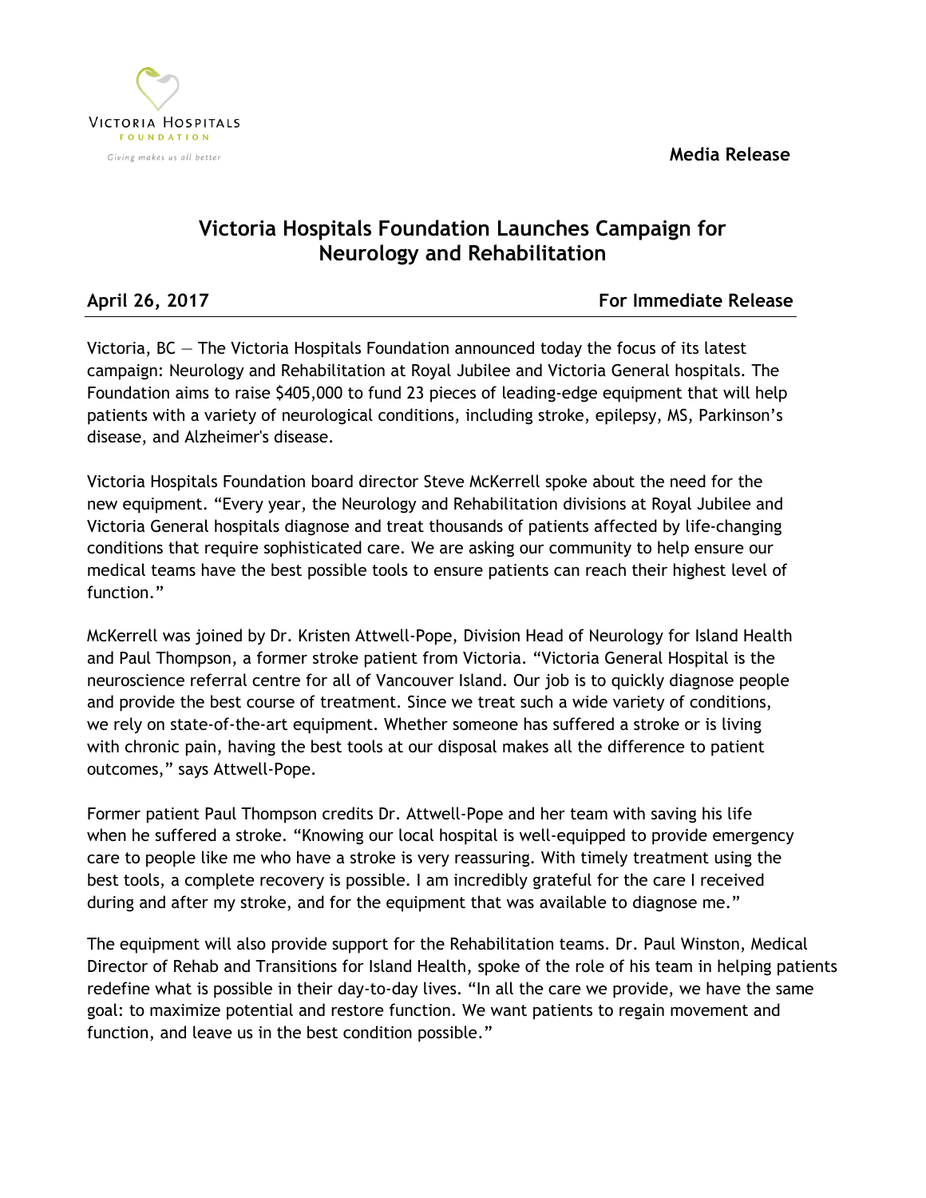Victoria Hospitals Foundation

*Giving makes us all better*

**Media Release**

# Victoria Hospitals Foundation Launches Campaign for Neurology and Rehabilitation

**April 26, 2017** **For Immediate Release**

Victoria, BC — The Victoria Hospitals Foundation announced today the focus of its latest campaign: Neurology and Rehabilitation at Royal Jubilee and Victoria General hospitals. The Foundation aims to raise $405,000 to fund 23 pieces of leading-edge equipment that will help patients with a variety of neurological conditions, including stroke, epilepsy, MS, Parkinson's disease, and Alzheimer's disease.

Victoria Hospitals Foundation board director Steve McKerrell spoke about the need for the new equipment. "Every year, the Neurology and Rehabilitation divisions at Royal Jubilee and Victoria General hospitals diagnose and treat thousands of patients affected by life-changing conditions that require sophisticated care. We are asking our community to help ensure our medical teams have the best possible tools to ensure patients can reach their highest level of function."

McKerrell was joined by Dr. Kristen Attwell-Pope, Division Head of Neurology for Island Health and Paul Thompson, a former stroke patient from Victoria. "Victoria General Hospital is the neuroscience referral centre for all of Vancouver Island. Our job is to quickly diagnose people and provide the best course of treatment. Since we treat such a wide variety of conditions, we rely on state-of-the-art equipment. Whether someone has suffered a stroke or is living with chronic pain, having the best tools at our disposal makes all the difference to patient outcomes," says Attwell-Pope.

Former patient Paul Thompson credits Dr. Attwell-Pope and her team with saving his life when he suffered a stroke. "Knowing our local hospital is well-equipped to provide emergency care to people like me who have a stroke is very reassuring. With timely treatment using the best tools, a complete recovery is possible. I am incredibly grateful for the care I received during and after my stroke, and for the equipment that was available to diagnose me."

The equipment will also provide support for the Rehabilitation teams. Dr. Paul Winston, Medical Director of Rehab and Transitions for Island Health, spoke of the role of his team in helping patients redefine what is possible in their day-to-day lives. "In all the care we provide, we have the same goal: to maximize potential and restore function. We want patients to regain movement and function, and leave us in the best condition possible."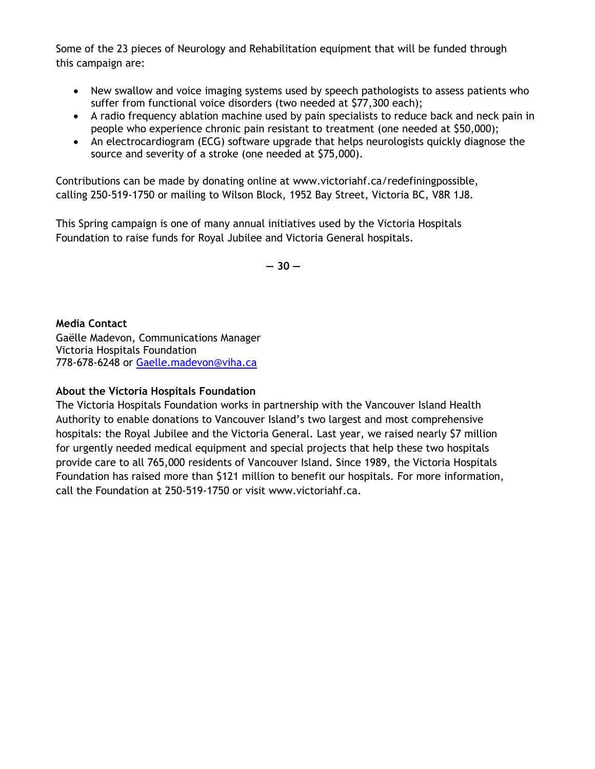Some of the 23 pieces of Neurology and Rehabilitation equipment that will be funded through this campaign are:

- New swallow and voice imaging systems used by speech pathologists to assess patients who suffer from functional voice disorders (two needed at $77,300 each);
- A radio frequency ablation machine used by pain specialists to reduce back and neck pain in people who experience chronic pain resistant to treatment (one needed at $50,000);
- An electrocardiogram (ECG) software upgrade that helps neurologists quickly diagnose the source and severity of a stroke (one needed at $75,000).

Contributions can be made by donating online at www.victoriahf.ca/redefiningpossible, calling 250-519-1750 or mailing to Wilson Block, 1952 Bay Street, Victoria BC, V8R 1J8.

This Spring campaign is one of many annual initiatives used by the Victoria Hospitals Foundation to raise funds for Royal Jubilee and Victoria General hospitals.

**— 30 —**

**Media Contact**
Gaëlle Madevon, Communications Manager
Victoria Hospitals Foundation
778-678-6248 or Gaelle.madevon@viha.ca

**About the Victoria Hospitals Foundation**
The Victoria Hospitals Foundation works in partnership with the Vancouver Island Health Authority to enable donations to Vancouver Island's two largest and most comprehensive hospitals: the Royal Jubilee and the Victoria General. Last year, we raised nearly $7 million for urgently needed medical equipment and special projects that help these two hospitals provide care to all 765,000 residents of Vancouver Island. Since 1989, the Victoria Hospitals Foundation has raised more than $121 million to benefit our hospitals. For more information, call the Foundation at 250-519-1750 or visit www.victoriahf.ca.